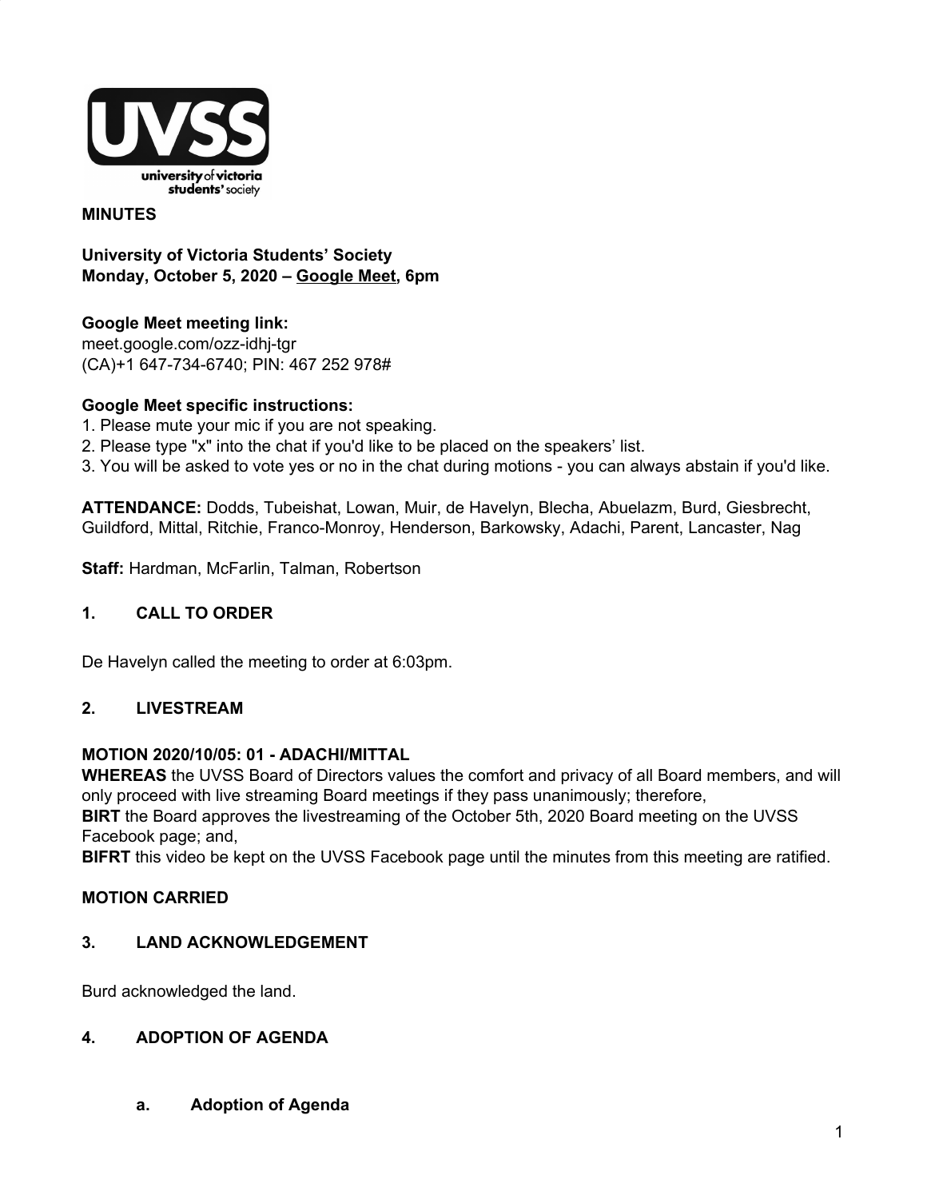**MINUTES**

**University of Victoria Students' Society**
**Monday, October 5, 2020 – Google Meet, 6pm**

**Google Meet meeting link:**
meet.google.com/ozz-idhj-tgr
(CA)+1 647-734-6740; PIN: 467 252 978#

**Google Meet specific instructions:**
1. Please mute your mic if you are not speaking.
2. Please type "x" into the chat if you'd like to be placed on the speakers' list.
3. You will be asked to vote yes or no in the chat during motions - you can always abstain if you'd like.

**ATTENDANCE:** Dodds, Tubeishat, Lowan, Muir, de Havelyn, Blecha, Abuelazm, Burd, Giesbrecht, Guildford, Mittal, Ritchie, Franco-Monroy, Henderson, Barkowsky, Adachi, Parent, Lancaster, Nag

**Staff:** Hardman, McFarlin, Talman, Robertson

## 1. CALL TO ORDER

De Havelyn called the meeting to order at 6:03pm.

## 2. LIVESTREAM

**MOTION 2020/10/05: 01 - ADACHI/MITTAL**
**WHEREAS** the UVSS Board of Directors values the comfort and privacy of all Board members, and will only proceed with live streaming Board meetings if they pass unanimously; therefore,
**BIRT** the Board approves the livestreaming of the October 5th, 2020 Board meeting on the UVSS Facebook page; and,
**BIFRT** this video be kept on the UVSS Facebook page until the minutes from this meeting are ratified.

**MOTION CARRIED**

## 3. LAND ACKNOWLEDGEMENT

Burd acknowledged the land.

## 4. ADOPTION OF AGENDA

### a. Adoption of Agenda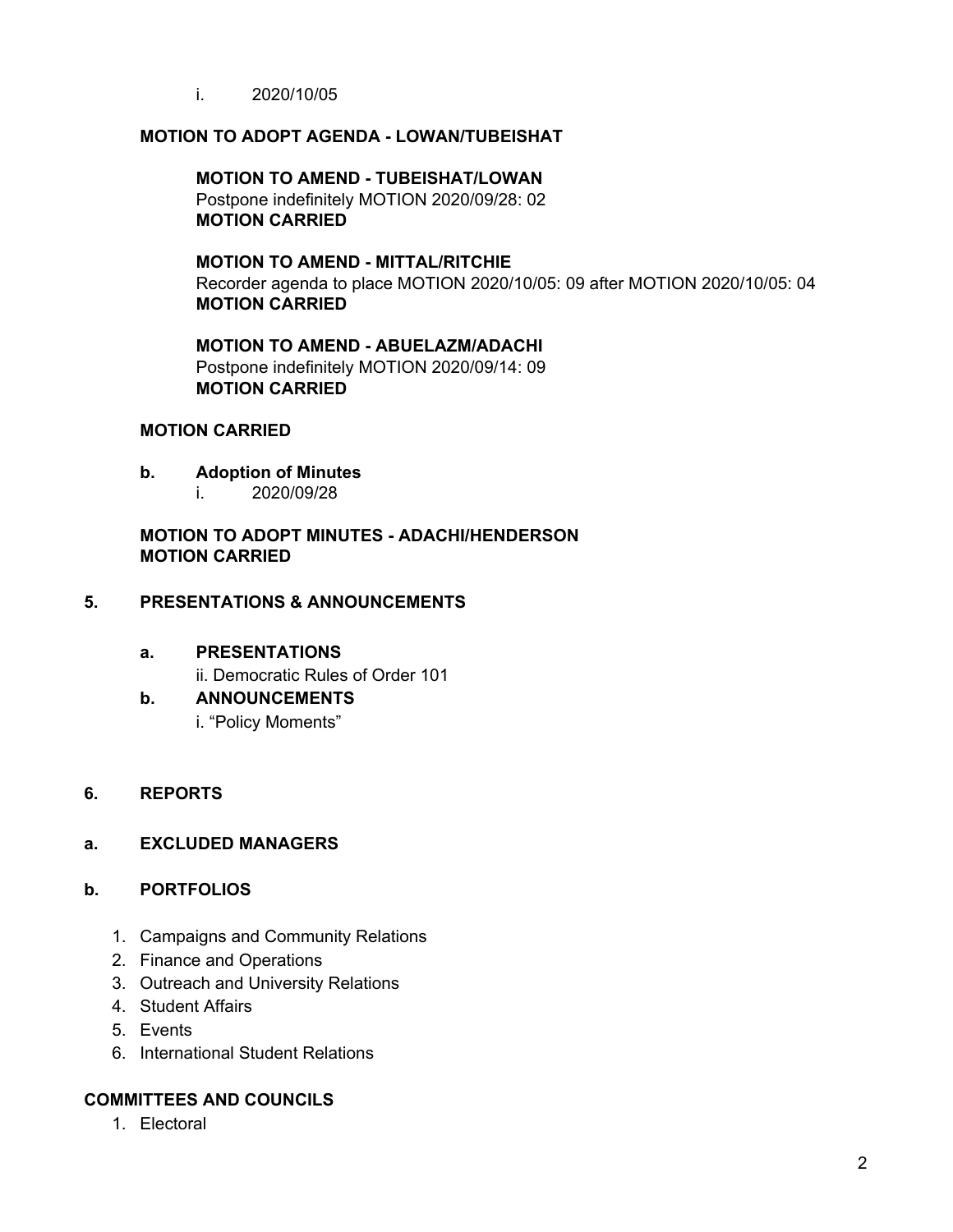i. 2020/10/05

**MOTION TO ADOPT AGENDA - LOWAN/TUBEISHAT**

> **MOTION TO AMEND - TUBEISHAT/LOWAN**
> Postpone indefinitely MOTION 2020/09/28: 02
> **MOTION CARRIED**
>
> **MOTION TO AMEND - MITTAL/RITCHIE**
> Recorder agenda to place MOTION 2020/10/05: 09 after MOTION 2020/10/05: 04
> **MOTION CARRIED**
>
> **MOTION TO AMEND - ABUELAZM/ADACHI**
> Postpone indefinitely MOTION 2020/09/14: 09
> **MOTION CARRIED**

**MOTION CARRIED**

**b. Adoption of Minutes**

i. 2020/09/28

**MOTION TO ADOPT MINUTES - ADACHI/HENDERSON**
**MOTION CARRIED**

## 5. PRESENTATIONS & ANNOUNCEMENTS

### a. PRESENTATIONS

ii. Democratic Rules of Order 101

### b. ANNOUNCEMENTS

i. “Policy Moments”

## 6. REPORTS

### a. EXCLUDED MANAGERS

### b. PORTFOLIOS

1. Campaigns and Community Relations
2. Finance and Operations
3. Outreach and University Relations
4. Student Affairs
5. Events
6. International Student Relations

### COMMITTEES AND COUNCILS

1. Electoral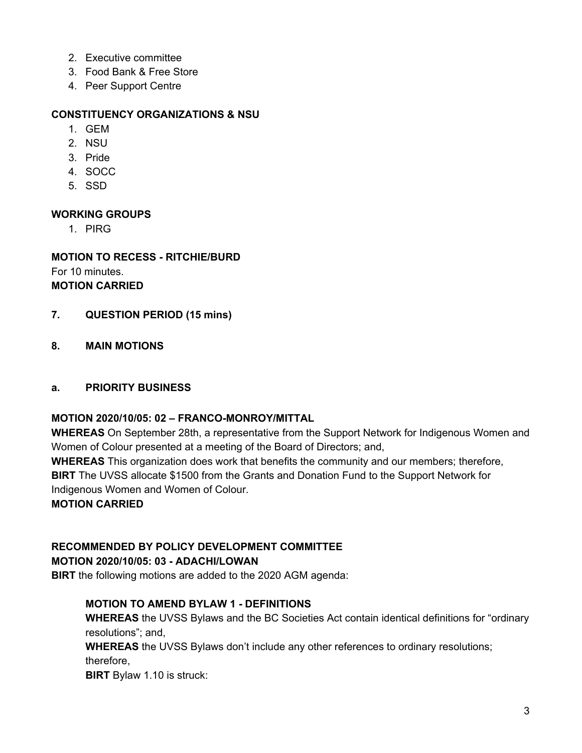2. Executive committee
3. Food Bank & Free Store
4. Peer Support Centre

**CONSTITUENCY ORGANIZATIONS & NSU**

1. GEM
2. NSU
3. Pride
4. SOCC
5. SSD

**WORKING GROUPS**

1. PIRG

**MOTION TO RECESS - RITCHIE/BURD**
For 10 minutes.
**MOTION CARRIED**

**7. QUESTION PERIOD (15 mins)**

**8. MAIN MOTIONS**

**a. PRIORITY BUSINESS**

**MOTION 2020/10/05: 02 – FRANCO-MONROY/MITTAL**
**WHEREAS** On September 28th, a representative from the Support Network for Indigenous Women and Women of Colour presented at a meeting of the Board of Directors; and,
**WHEREAS** This organization does work that benefits the community and our members; therefore,
**BIRT** The UVSS allocate $1500 from the Grants and Donation Fund to the Support Network for Indigenous Women and Women of Colour.
**MOTION CARRIED**

**RECOMMENDED BY POLICY DEVELOPMENT COMMITTEE**
**MOTION 2020/10/05: 03 - ADACHI/LOWAN**
**BIRT** the following motions are added to the 2020 AGM agenda:

> **MOTION TO AMEND BYLAW 1 - DEFINITIONS**
> **WHEREAS** the UVSS Bylaws and the BC Societies Act contain identical definitions for "ordinary resolutions"; and,
> **WHEREAS** the UVSS Bylaws don't include any other references to ordinary resolutions; therefore,
> **BIRT** Bylaw 1.10 is struck: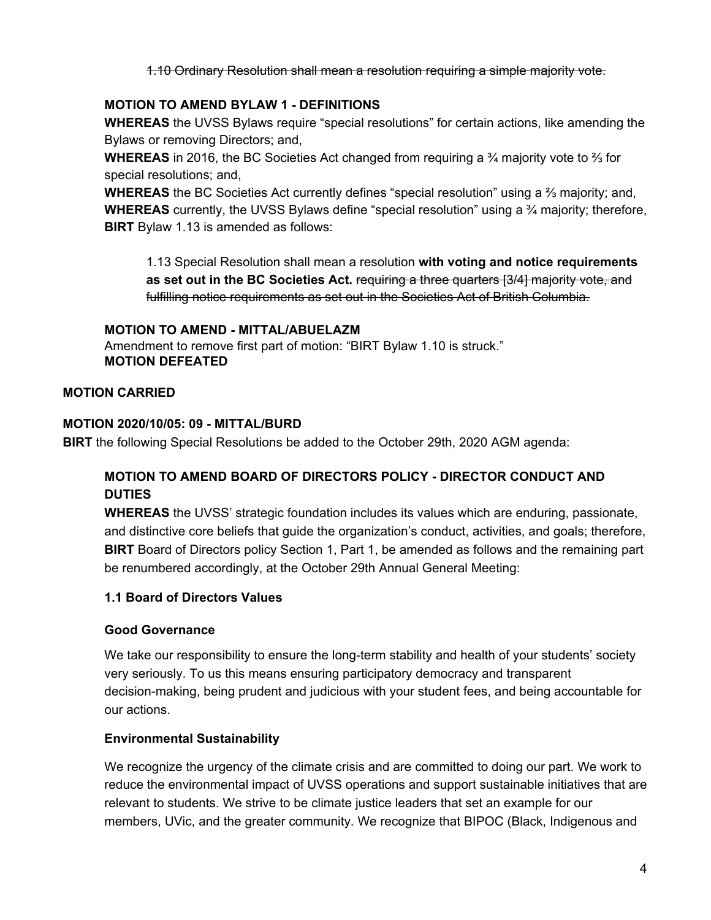~~1.10 Ordinary Resolution shall mean a resolution requiring a simple majority vote.~~

**MOTION TO AMEND BYLAW 1 - DEFINITIONS**

**WHEREAS** the UVSS Bylaws require "special resolutions" for certain actions, like amending the Bylaws or removing Directors; and,

**WHEREAS** in 2016, the BC Societies Act changed from requiring a ¾ majority vote to ⅔ for special resolutions; and,

**WHEREAS** the BC Societies Act currently defines "special resolution" using a ⅔ majority; and,

**WHEREAS** currently, the UVSS Bylaws define "special resolution" using a ¾ majority; therefore,

**BIRT** Bylaw 1.13 is amended as follows:

> 1.13 Special Resolution shall mean a resolution **with voting and notice requirements as set out in the BC Societies Act.** ~~requiring a three quarters [3/4] majority vote, and fulfilling notice requirements as set out in the Societies Act of British Columbia.~~

**MOTION TO AMEND - MITTAL/ABUELAZM**

Amendment to remove first part of motion: "BIRT Bylaw 1.10 is struck."

**MOTION DEFEATED**

**MOTION CARRIED**

**MOTION 2020/10/05: 09 - MITTAL/BURD**

**BIRT** the following Special Resolutions be added to the October 29th, 2020 AGM agenda:

**MOTION TO AMEND BOARD OF DIRECTORS POLICY - DIRECTOR CONDUCT AND DUTIES**

**WHEREAS** the UVSS' strategic foundation includes its values which are enduring, passionate, and distinctive core beliefs that guide the organization's conduct, activities, and goals; therefore,

**BIRT** Board of Directors policy Section 1, Part 1, be amended as follows and the remaining part be renumbered accordingly, at the October 29th Annual General Meeting:

**1.1 Board of Directors Values**

**Good Governance**

We take our responsibility to ensure the long-term stability and health of your students' society very seriously. To us this means ensuring participatory democracy and transparent decision-making, being prudent and judicious with your student fees, and being accountable for our actions.

**Environmental Sustainability**

We recognize the urgency of the climate crisis and are committed to doing our part. We work to reduce the environmental impact of UVSS operations and support sustainable initiatives that are relevant to students. We strive to be climate justice leaders that set an example for our members, UVic, and the greater community. We recognize that BIPOC (Black, Indigenous and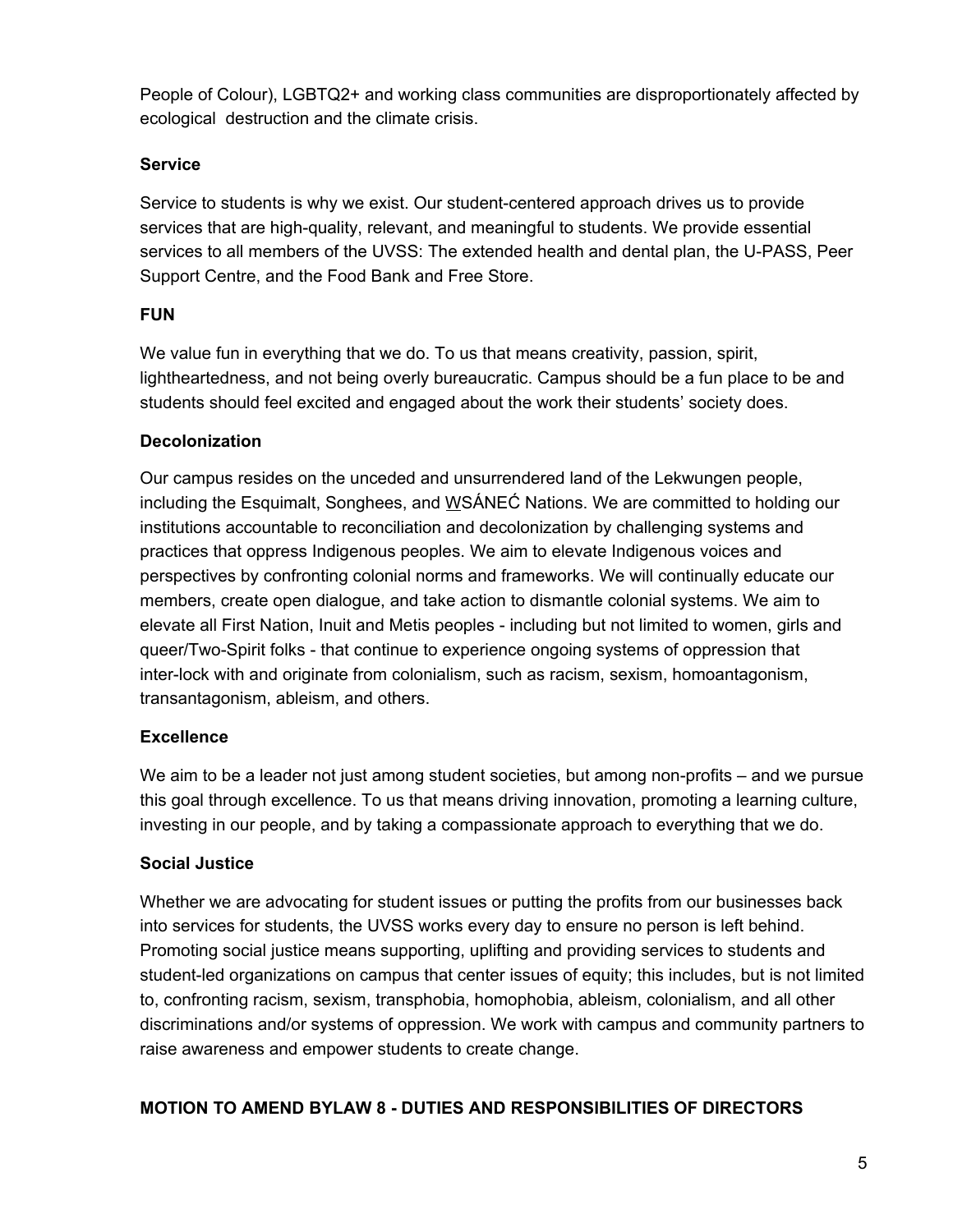People of Colour), LGBTQ2+ and working class communities are disproportionately affected by ecological destruction and the climate crisis.

**Service**

Service to students is why we exist. Our student-centered approach drives us to provide services that are high-quality, relevant, and meaningful to students. We provide essential services to all members of the UVSS: The extended health and dental plan, the U-PASS, Peer Support Centre, and the Food Bank and Free Store.

**FUN**

We value fun in everything that we do. To us that means creativity, passion, spirit, lightheartedness, and not being overly bureaucratic. Campus should be a fun place to be and students should feel excited and engaged about the work their students' society does.

**Decolonization**

Our campus resides on the unceded and unsurrendered land of the Lekwungen people, including the Esquimalt, Songhees, and W̱SÁNEĆ Nations. We are committed to holding our institutions accountable to reconciliation and decolonization by challenging systems and practices that oppress Indigenous peoples. We aim to elevate Indigenous voices and perspectives by confronting colonial norms and frameworks. We will continually educate our members, create open dialogue, and take action to dismantle colonial systems. We aim to elevate all First Nation, Inuit and Metis peoples - including but not limited to women, girls and queer/Two-Spirit folks - that continue to experience ongoing systems of oppression that inter-lock with and originate from colonialism, such as racism, sexism, homoantagonism, transantagonism, ableism, and others.

**Excellence**

We aim to be a leader not just among student societies, but among non-profits – and we pursue this goal through excellence. To us that means driving innovation, promoting a learning culture, investing in our people, and by taking a compassionate approach to everything that we do.

**Social Justice**

Whether we are advocating for student issues or putting the profits from our businesses back into services for students, the UVSS works every day to ensure no person is left behind. Promoting social justice means supporting, uplifting and providing services to students and student-led organizations on campus that center issues of equity; this includes, but is not limited to, confronting racism, sexism, transphobia, homophobia, ableism, colonialism, and all other discriminations and/or systems of oppression. We work with campus and community partners to raise awareness and empower students to create change.

**MOTION TO AMEND BYLAW 8 - DUTIES AND RESPONSIBILITIES OF DIRECTORS**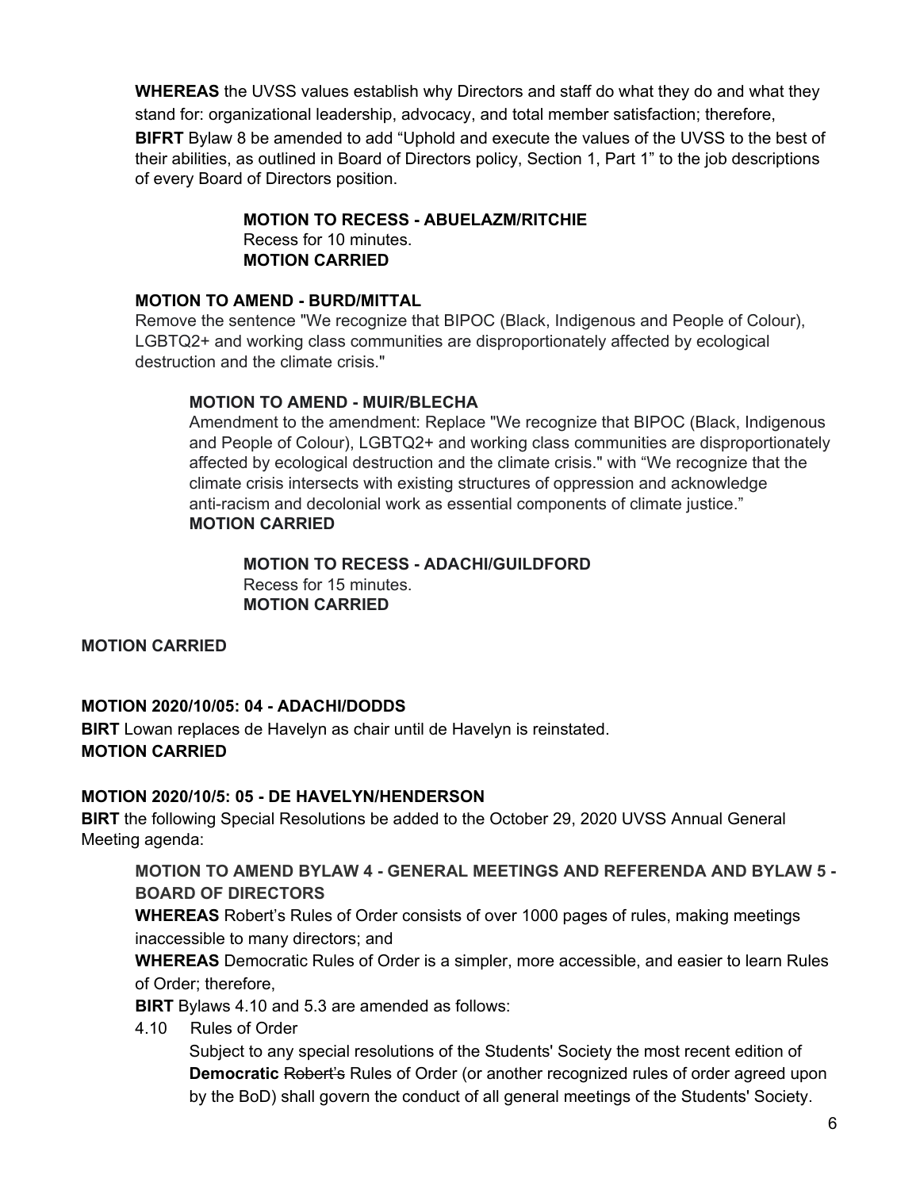**WHEREAS** the UVSS values establish why Directors and staff do what they do and what they stand for: organizational leadership, advocacy, and total member satisfaction; therefore,

**BIFRT** Bylaw 8 be amended to add "Uphold and execute the values of the UVSS to the best of their abilities, as outlined in Board of Directors policy, Section 1, Part 1" to the job descriptions of every Board of Directors position.

> > **MOTION TO RECESS - ABUELAZM/RITCHIE**
> > Recess for 10 minutes.
> > **MOTION CARRIED**

> **MOTION TO AMEND - BURD/MITTAL**
> Remove the sentence "We recognize that BIPOC (Black, Indigenous and People of Colour), LGBTQ2+ and working class communities are disproportionately affected by ecological destruction and the climate crisis."
>
> > **MOTION TO AMEND - MUIR/BLECHA**
> > Amendment to the amendment: Replace "We recognize that BIPOC (Black, Indigenous and People of Colour), LGBTQ2+ and working class communities are disproportionately affected by ecological destruction and the climate crisis." with "We recognize that the climate crisis intersects with existing structures of oppression and acknowledge anti-racism and decolonial work as essential components of climate justice."
> > **MOTION CARRIED**
> >
> > > **MOTION TO RECESS - ADACHI/GUILDFORD**
> > > Recess for 15 minutes.
> > > **MOTION CARRIED**

**MOTION CARRIED**

**MOTION 2020/10/05: 04 - ADACHI/DODDS**
**BIRT** Lowan replaces de Havelyn as chair until de Havelyn is reinstated.
**MOTION CARRIED**

**MOTION 2020/10/5: 05 - DE HAVELYN/HENDERSON**
**BIRT** the following Special Resolutions be added to the October 29, 2020 UVSS Annual General Meeting agenda:

> **MOTION TO AMEND BYLAW 4 - GENERAL MEETINGS AND REFERENDA AND BYLAW 5 - BOARD OF DIRECTORS**
> **WHEREAS** Robert's Rules of Order consists of over 1000 pages of rules, making meetings inaccessible to many directors; and
> **WHEREAS** Democratic Rules of Order is a simpler, more accessible, and easier to learn Rules of Order; therefore,
> **BIRT** Bylaws 4.10 and 5.3 are amended as follows:
>
> 4.10 Rules of Order
>
> Subject to any special resolutions of the Students' Society the most recent edition of **Democratic** ~~Robert's~~ Rules of Order (or another recognized rules of order agreed upon by the BoD) shall govern the conduct of all general meetings of the Students' Society.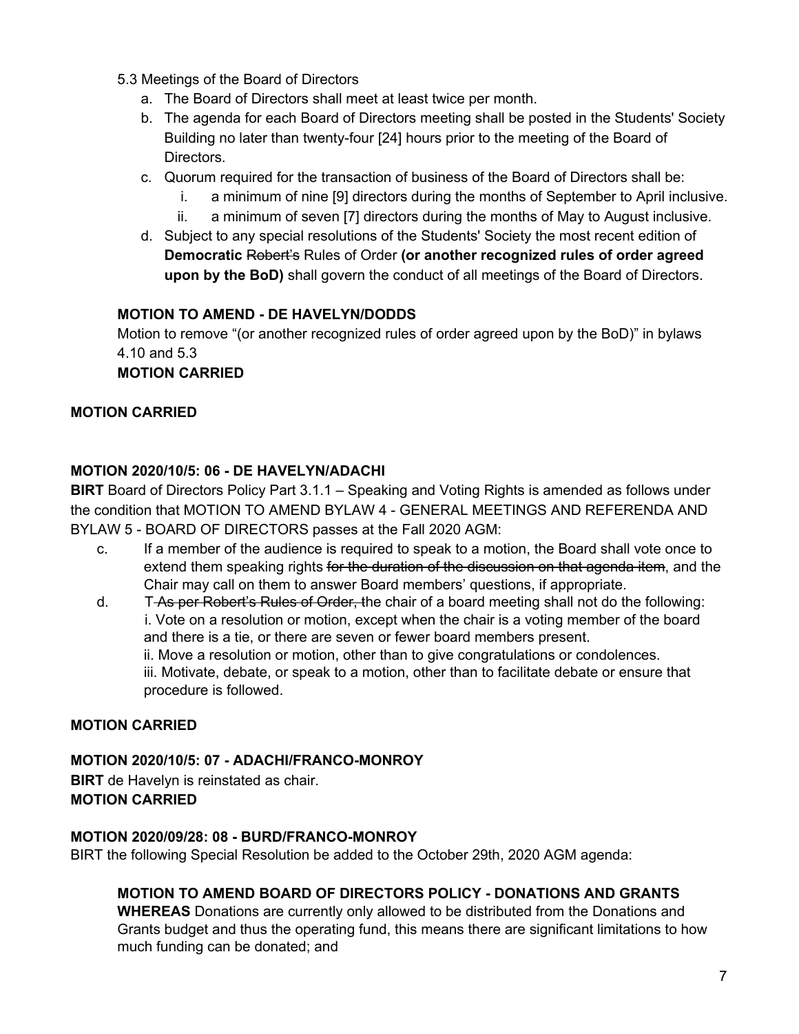5.3 Meetings of the Board of Directors

a. The Board of Directors shall meet at least twice per month.

b. The agenda for each Board of Directors meeting shall be posted in the Students' Society Building no later than twenty-four [24] hours prior to the meeting of the Board of Directors.

c. Quorum required for the transaction of business of the Board of Directors shall be:

   i. a minimum of nine [9] directors during the months of September to April inclusive.

   ii. a minimum of seven [7] directors during the months of May to August inclusive.

d. Subject to any special resolutions of the Students' Society the most recent edition of **Democratic** ~~Robert's~~ Rules of Order **(or another recognized rules of order agreed upon by the BoD)** shall govern the conduct of all meetings of the Board of Directors.

**MOTION TO AMEND - DE HAVELYN/DODDS**

Motion to remove "(or another recognized rules of order agreed upon by the BoD)" in bylaws 4.10 and 5.3

**MOTION CARRIED**

**MOTION CARRIED**

**MOTION 2020/10/5: 06 - DE HAVELYN/ADACHI**

**BIRT** Board of Directors Policy Part 3.1.1 – Speaking and Voting Rights is amended as follows under the condition that MOTION TO AMEND BYLAW 4 - GENERAL MEETINGS AND REFERENDA AND BYLAW 5 - BOARD OF DIRECTORS passes at the Fall 2020 AGM:

c. If a member of the audience is required to speak to a motion, the Board shall vote once to extend them speaking rights ~~for the duration of the discussion on that agenda item~~, and the Chair may call on them to answer Board members' questions, if appropriate.

d. T ~~As per Robert's Rules of Order, t~~he chair of a board meeting shall not do the following:
   i. Vote on a resolution or motion, except when the chair is a voting member of the board and there is a tie, or there are seven or fewer board members present.
   ii. Move a resolution or motion, other than to give congratulations or condolences.
   iii. Motivate, debate, or speak to a motion, other than to facilitate debate or ensure that procedure is followed.

**MOTION CARRIED**

**MOTION 2020/10/5: 07 - ADACHI/FRANCO-MONROY**

**BIRT** de Havelyn is reinstated as chair.

**MOTION CARRIED**

**MOTION 2020/09/28: 08 - BURD/FRANCO-MONROY**

BIRT the following Special Resolution be added to the October 29th, 2020 AGM agenda:

**MOTION TO AMEND BOARD OF DIRECTORS POLICY - DONATIONS AND GRANTS**

**WHEREAS** Donations are currently only allowed to be distributed from the Donations and Grants budget and thus the operating fund, this means there are significant limitations to how much funding can be donated; and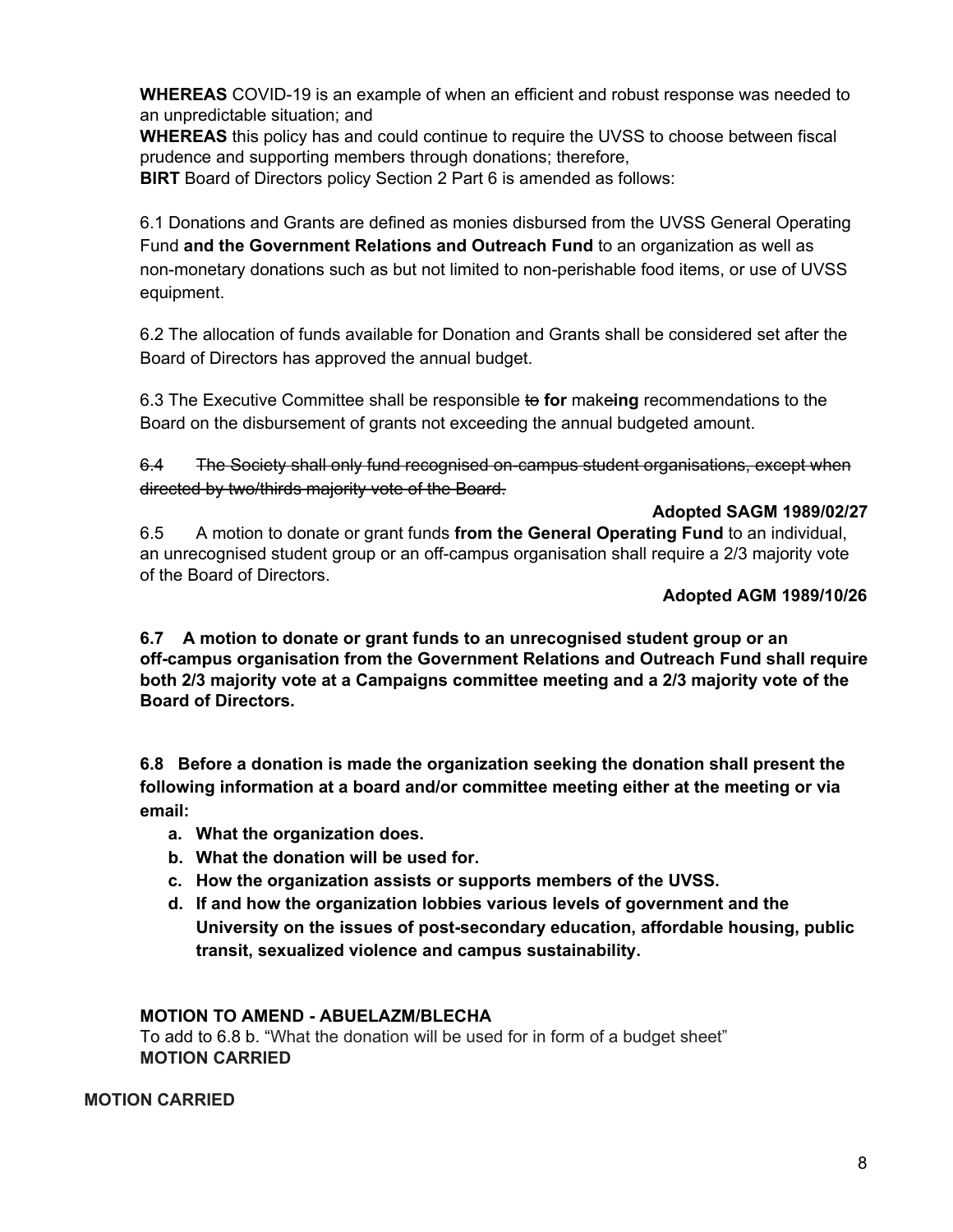**WHEREAS** COVID-19 is an example of when an efficient and robust response was needed to an unpredictable situation; and
**WHEREAS** this policy has and could continue to require the UVSS to choose between fiscal prudence and supporting members through donations; therefore,
**BIRT** Board of Directors policy Section 2 Part 6 is amended as follows:

6.1 Donations and Grants are defined as monies disbursed from the UVSS General Operating Fund **and the Government Relations and Outreach Fund** to an organization as well as non-monetary donations such as but not limited to non-perishable food items, or use of UVSS equipment.

6.2 The allocation of funds available for Donation and Grants shall be considered set after the Board of Directors has approved the annual budget.

6.3 The Executive Committee shall be responsible ~~to~~ **for** make**ing** recommendations to the Board on the disbursement of grants not exceeding the annual budgeted amount.

~~6.4 The Society shall only fund recognised on-campus student organisations, except when directed by two/thirds majority vote of the Board.~~

**Adopted SAGM 1989/02/27**

6.5 A motion to donate or grant funds **from the General Operating Fund** to an individual, an unrecognised student group or an off-campus organisation shall require a 2/3 majority vote of the Board of Directors.

**Adopted AGM 1989/10/26**

**6.7 A motion to donate or grant funds to an unrecognised student group or an off-campus organisation from the Government Relations and Outreach Fund shall require both 2/3 majority vote at a Campaigns committee meeting and a 2/3 majority vote of the Board of Directors.**

**6.8 Before a donation is made the organization seeking the donation shall present the following information at a board and/or committee meeting either at the meeting or via email:**

- **a. What the organization does.**
- **b. What the donation will be used for.**
- **c. How the organization assists or supports members of the UVSS.**
- **d. If and how the organization lobbies various levels of government and the University on the issues of post-secondary education, affordable housing, public transit, sexualized violence and campus sustainability.**

**MOTION TO AMEND - ABUELAZM/BLECHA**
To add to 6.8 b. "What the donation will be used for in form of a budget sheet"
**MOTION CARRIED**

**MOTION CARRIED**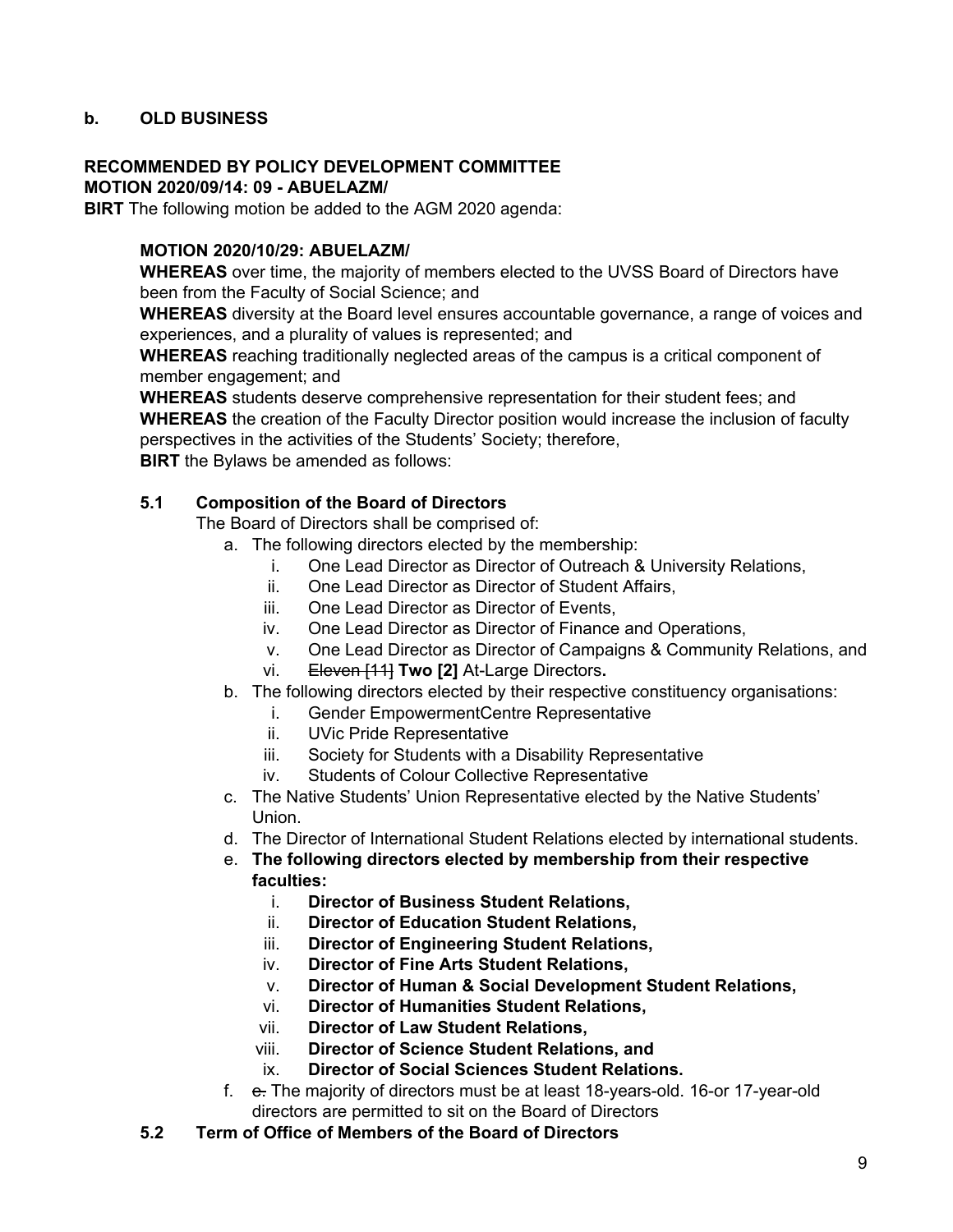**b. OLD BUSINESS**

**RECOMMENDED BY POLICY DEVELOPMENT COMMITTEE**
**MOTION 2020/09/14: 09 - ABUELAZM/**
**BIRT** The following motion be added to the AGM 2020 agenda:

**MOTION 2020/10/29: ABUELAZM/**
**WHEREAS** over time, the majority of members elected to the UVSS Board of Directors have been from the Faculty of Social Science; and
**WHEREAS** diversity at the Board level ensures accountable governance, a range of voices and experiences, and a plurality of values is represented; and
**WHEREAS** reaching traditionally neglected areas of the campus is a critical component of member engagement; and
**WHEREAS** students deserve comprehensive representation for their student fees; and
**WHEREAS** the creation of the Faculty Director position would increase the inclusion of faculty perspectives in the activities of the Students' Society; therefore,
**BIRT** the Bylaws be amended as follows:

**5.1 Composition of the Board of Directors**

The Board of Directors shall be comprised of:

a. The following directors elected by the membership:
   i. One Lead Director as Director of Outreach & University Relations,
   ii. One Lead Director as Director of Student Affairs,
   iii. One Lead Director as Director of Events,
   iv. One Lead Director as Director of Finance and Operations,
   v. One Lead Director as Director of Campaigns & Community Relations, and
   vi. ~~Eleven [11]~~ **Two [2]** At-Large Directors**.**
b. The following directors elected by their respective constituency organisations:
   i. Gender EmpowermentCentre Representative
   ii. UVic Pride Representative
   iii. Society for Students with a Disability Representative
   iv. Students of Colour Collective Representative
c. The Native Students' Union Representative elected by the Native Students' Union.
d. The Director of International Student Relations elected by international students.
e. **The following directors elected by membership from their respective faculties:**
   i. **Director of Business Student Relations,**
   ii. **Director of Education Student Relations,**
   iii. **Director of Engineering Student Relations,**
   iv. **Director of Fine Arts Student Relations,**
   v. **Director of Human & Social Development Student Relations,**
   vi. **Director of Humanities Student Relations,**
   vii. **Director of Law Student Relations,**
   viii. **Director of Science Student Relations, and**
   ix. **Director of Social Sciences Student Relations.**
f. ~~e.~~ The majority of directors must be at least 18-years-old. 16-or 17-year-old directors are permitted to sit on the Board of Directors

**5.2 Term of Office of Members of the Board of Directors**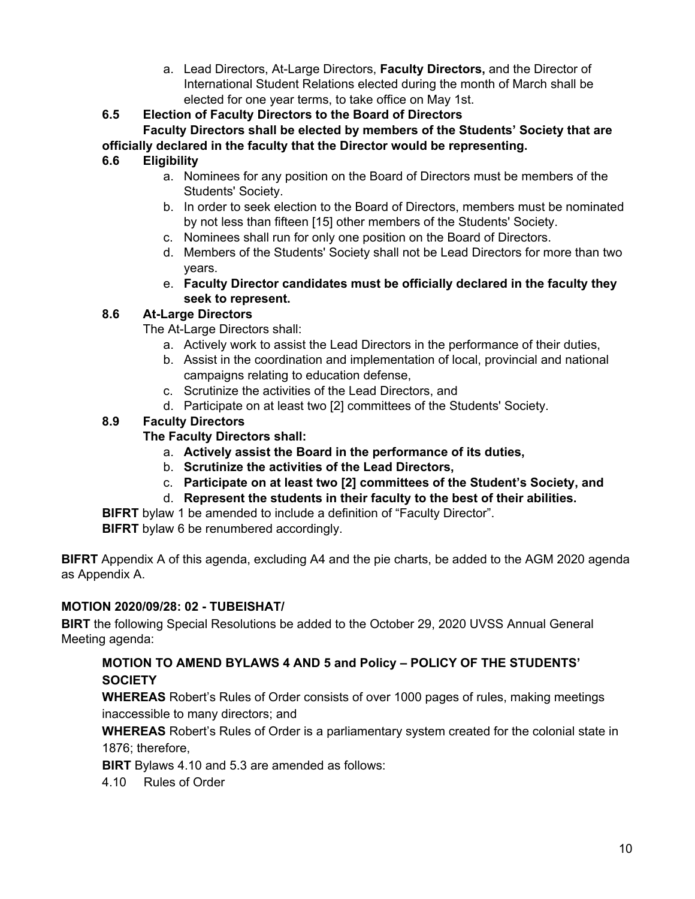a. Lead Directors, At-Large Directors, **Faculty Directors,** and the Director of International Student Relations elected during the month of March shall be elected for one year terms, to take office on May 1st.

**6.5 Election of Faculty Directors to the Board of Directors**

**Faculty Directors shall be elected by members of the Students' Society that are officially declared in the faculty that the Director would be representing.**

**6.6 Eligibility**

a. Nominees for any position on the Board of Directors must be members of the Students' Society.
b. In order to seek election to the Board of Directors, members must be nominated by not less than fifteen [15] other members of the Students' Society.
c. Nominees shall run for only one position on the Board of Directors.
d. Members of the Students' Society shall not be Lead Directors for more than two years.
e. **Faculty Director candidates must be officially declared in the faculty they seek to represent.**

**8.6 At-Large Directors**

The At-Large Directors shall:

a. Actively work to assist the Lead Directors in the performance of their duties,
b. Assist in the coordination and implementation of local, provincial and national campaigns relating to education defense,
c. Scrutinize the activities of the Lead Directors, and
d. Participate on at least two [2] committees of the Students' Society.

**8.9 Faculty Directors**

**The Faculty Directors shall:**

a. **Actively assist the Board in the performance of its duties,**
b. **Scrutinize the activities of the Lead Directors,**
c. **Participate on at least two [2] committees of the Student's Society, and**
d. **Represent the students in their faculty to the best of their abilities.**

**BIFRT** bylaw 1 be amended to include a definition of "Faculty Director".

**BIFRT** bylaw 6 be renumbered accordingly.

**BIFRT** Appendix A of this agenda, excluding A4 and the pie charts, be added to the AGM 2020 agenda as Appendix A.

**MOTION 2020/09/28: 02 - TUBEISHAT/**

**BIRT** the following Special Resolutions be added to the October 29, 2020 UVSS Annual General Meeting agenda:

**MOTION TO AMEND BYLAWS 4 AND 5 and Policy – POLICY OF THE STUDENTS' SOCIETY**

**WHEREAS** Robert's Rules of Order consists of over 1000 pages of rules, making meetings inaccessible to many directors; and

**WHEREAS** Robert's Rules of Order is a parliamentary system created for the colonial state in 1876; therefore,

**BIRT** Bylaws 4.10 and 5.3 are amended as follows:

4.10 Rules of Order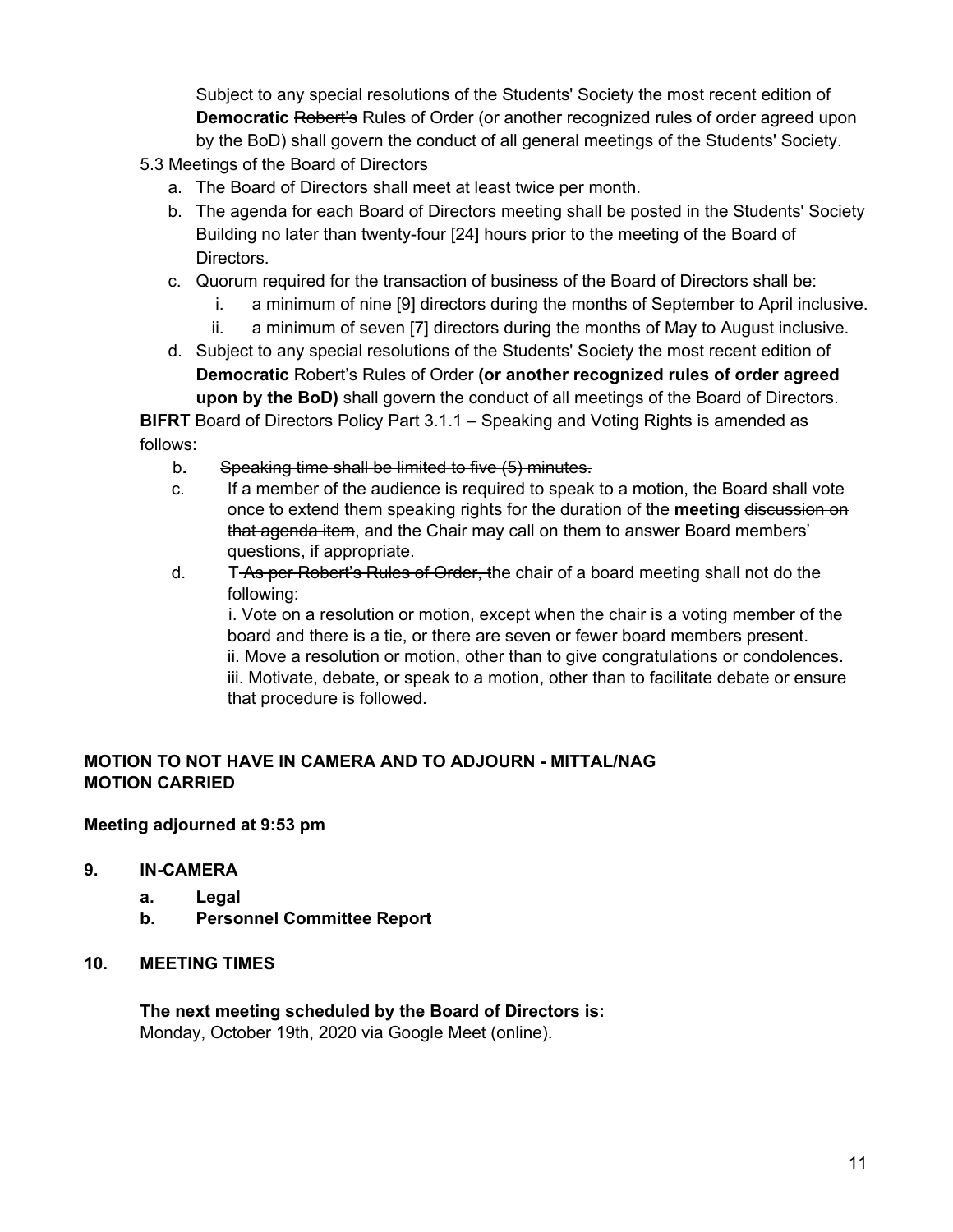Subject to any special resolutions of the Students' Society the most recent edition of **Democratic** ~~Robert's~~ Rules of Order (or another recognized rules of order agreed upon by the BoD) shall govern the conduct of all general meetings of the Students' Society.

5.3 Meetings of the Board of Directors

a. The Board of Directors shall meet at least twice per month.

b. The agenda for each Board of Directors meeting shall be posted in the Students' Society Building no later than twenty-four [24] hours prior to the meeting of the Board of Directors.

c. Quorum required for the transaction of business of the Board of Directors shall be:

   i. a minimum of nine [9] directors during the months of September to April inclusive.

   ii. a minimum of seven [7] directors during the months of May to August inclusive.

d. Subject to any special resolutions of the Students' Society the most recent edition of **Democratic** ~~Robert's~~ Rules of Order **(or another recognized rules of order agreed upon by the BoD)** shall govern the conduct of all meetings of the Board of Directors.

**BIFRT** Board of Directors Policy Part 3.1.1 – Speaking and Voting Rights is amended as follows:

b. ~~Speaking time shall be limited to five (5) minutes.~~

c. If a member of the audience is required to speak to a motion, the Board shall vote once to extend them speaking rights for the duration of the **meeting** ~~discussion on that agenda item~~, and the Chair may call on them to answer Board members' questions, if appropriate.

d. T~~-As per Robert's Rules of Order, t~~he chair of a board meeting shall not do the following:

i. Vote on a resolution or motion, except when the chair is a voting member of the board and there is a tie, or there are seven or fewer board members present.

ii. Move a resolution or motion, other than to give congratulations or condolences.

iii. Motivate, debate, or speak to a motion, other than to facilitate debate or ensure that procedure is followed.

**MOTION TO NOT HAVE IN CAMERA AND TO ADJOURN - MITTAL/NAG**
**MOTION CARRIED**

**Meeting adjourned at 9:53 pm**

## 9. IN-CAMERA

**a. Legal**

**b. Personnel Committee Report**

## 10. MEETING TIMES

**The next meeting scheduled by the Board of Directors is:**
Monday, October 19th, 2020 via Google Meet (online).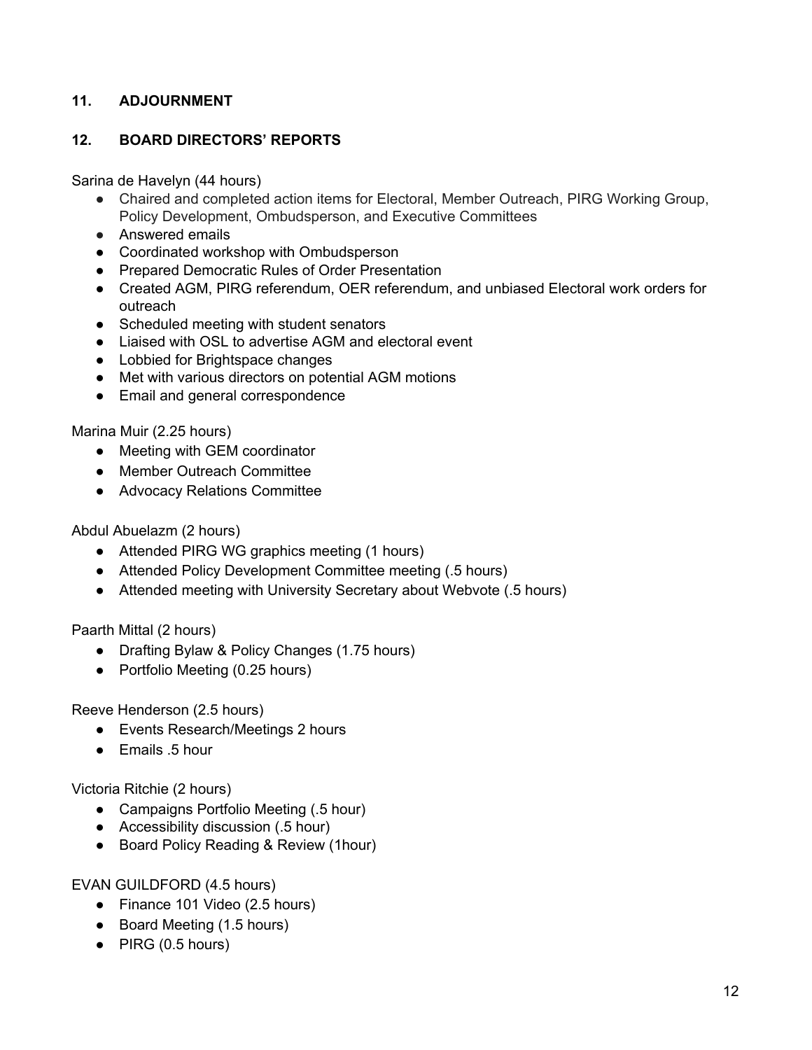## 11. ADJOURNMENT

## 12. BOARD DIRECTORS' REPORTS

Sarina de Havelyn (44 hours)

- Chaired and completed action items for Electoral, Member Outreach, PIRG Working Group, Policy Development, Ombudsperson, and Executive Committees
- Answered emails
- Coordinated workshop with Ombudsperson
- Prepared Democratic Rules of Order Presentation
- Created AGM, PIRG referendum, OER referendum, and unbiased Electoral work orders for outreach
- Scheduled meeting with student senators
- Liaised with OSL to advertise AGM and electoral event
- Lobbied for Brightspace changes
- Met with various directors on potential AGM motions
- Email and general correspondence

Marina Muir (2.25 hours)

- Meeting with GEM coordinator
- Member Outreach Committee
- Advocacy Relations Committee

Abdul Abuelazm (2 hours)

- Attended PIRG WG graphics meeting (1 hours)
- Attended Policy Development Committee meeting (.5 hours)
- Attended meeting with University Secretary about Webvote (.5 hours)

Paarth Mittal (2 hours)

- Drafting Bylaw & Policy Changes (1.75 hours)
- Portfolio Meeting (0.25 hours)

Reeve Henderson (2.5 hours)

- Events Research/Meetings 2 hours
- Emails .5 hour

Victoria Ritchie (2 hours)

- Campaigns Portfolio Meeting (.5 hour)
- Accessibility discussion (.5 hour)
- Board Policy Reading & Review (1hour)

EVAN GUILDFORD (4.5 hours)

- Finance 101 Video (2.5 hours)
- Board Meeting (1.5 hours)
- PIRG (0.5 hours)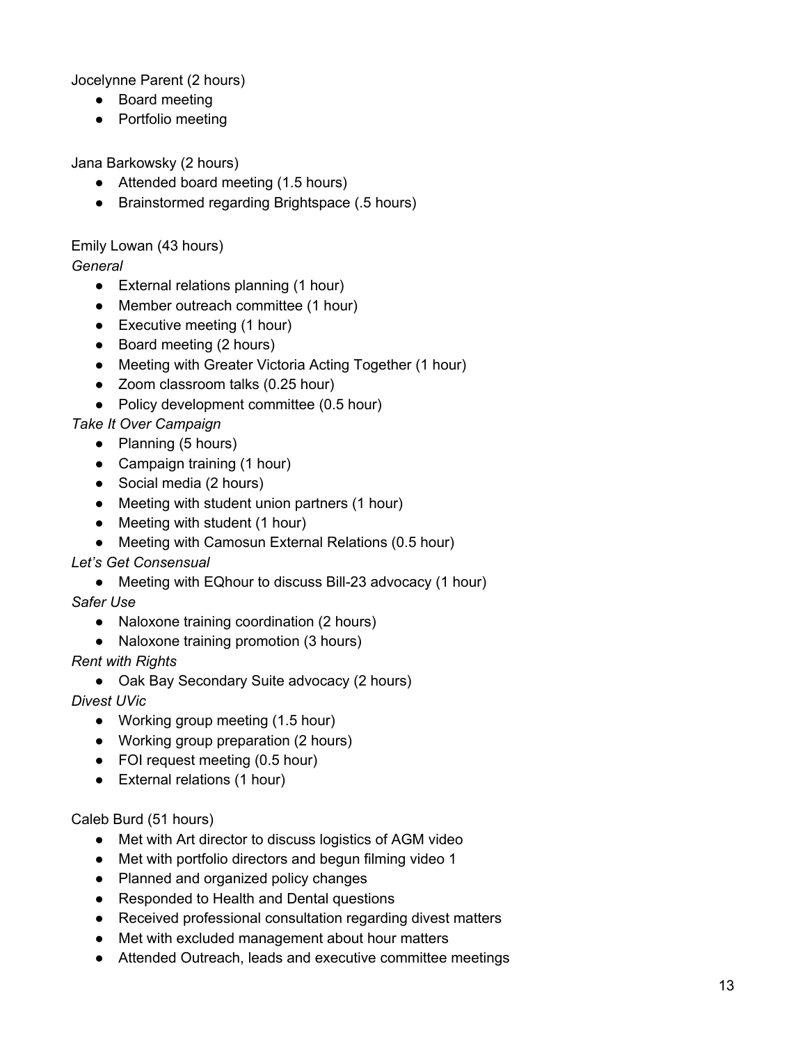Jocelynne Parent (2 hours)

- Board meeting
- Portfolio meeting

Jana Barkowsky (2 hours)

- Attended board meeting (1.5 hours)
- Brainstormed regarding Brightspace (.5 hours)

Emily Lowan (43 hours)

*General*

- External relations planning (1 hour)
- Member outreach committee (1 hour)
- Executive meeting (1 hour)
- Board meeting (2 hours)
- Meeting with Greater Victoria Acting Together (1 hour)
- Zoom classroom talks (0.25 hour)
- Policy development committee (0.5 hour)

*Take It Over Campaign*

- Planning (5 hours)
- Campaign training (1 hour)
- Social media (2 hours)
- Meeting with student union partners (1 hour)
- Meeting with student (1 hour)
- Meeting with Camosun External Relations (0.5 hour)

*Let's Get Consensual*

- Meeting with EQhour to discuss Bill-23 advocacy (1 hour)

*Safer Use*

- Naloxone training coordination (2 hours)
- Naloxone training promotion (3 hours)

*Rent with Rights*

- Oak Bay Secondary Suite advocacy (2 hours)

*Divest UVic*

- Working group meeting (1.5 hour)
- Working group preparation (2 hours)
- FOI request meeting (0.5 hour)
- External relations (1 hour)

Caleb Burd (51 hours)

- Met with Art director to discuss logistics of AGM video
- Met with portfolio directors and begun filming video 1
- Planned and organized policy changes
- Responded to Health and Dental questions
- Received professional consultation regarding divest matters
- Met with excluded management about hour matters
- Attended Outreach, leads and executive committee meetings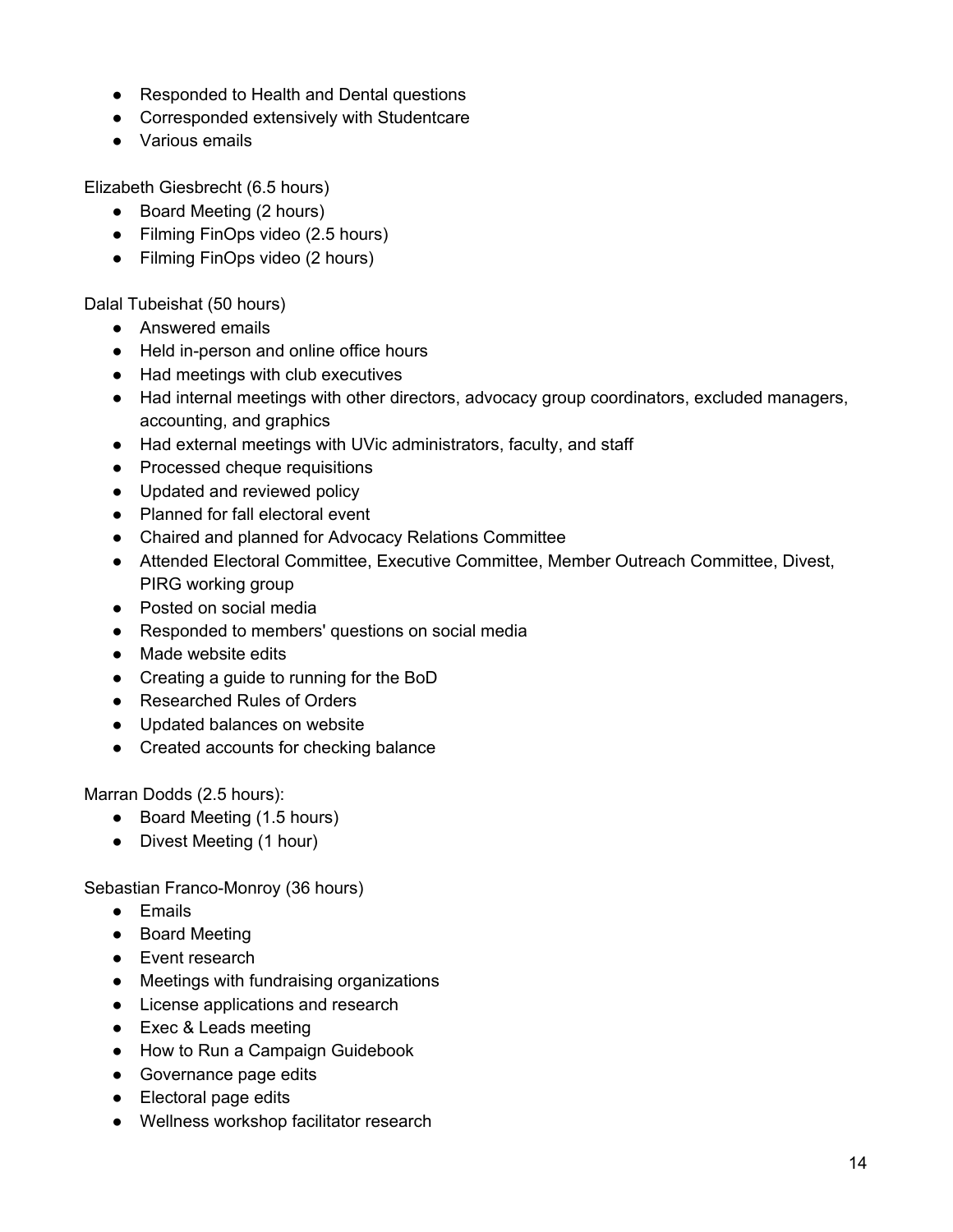- Responded to Health and Dental questions
- Corresponded extensively with Studentcare
- Various emails

Elizabeth Giesbrecht (6.5 hours)

- Board Meeting (2 hours)
- Filming FinOps video (2.5 hours)
- Filming FinOps video (2 hours)

Dalal Tubeishat (50 hours)

- Answered emails
- Held in-person and online office hours
- Had meetings with club executives
- Had internal meetings with other directors, advocacy group coordinators, excluded managers, accounting, and graphics
- Had external meetings with UVic administrators, faculty, and staff
- Processed cheque requisitions
- Updated and reviewed policy
- Planned for fall electoral event
- Chaired and planned for Advocacy Relations Committee
- Attended Electoral Committee, Executive Committee, Member Outreach Committee, Divest, PIRG working group
- Posted on social media
- Responded to members' questions on social media
- Made website edits
- Creating a guide to running for the BoD
- Researched Rules of Orders
- Updated balances on website
- Created accounts for checking balance

Marran Dodds (2.5 hours):

- Board Meeting (1.5 hours)
- Divest Meeting (1 hour)

Sebastian Franco-Monroy (36 hours)

- Emails
- Board Meeting
- Event research
- Meetings with fundraising organizations
- License applications and research
- Exec & Leads meeting
- How to Run a Campaign Guidebook
- Governance page edits
- Electoral page edits
- Wellness workshop facilitator research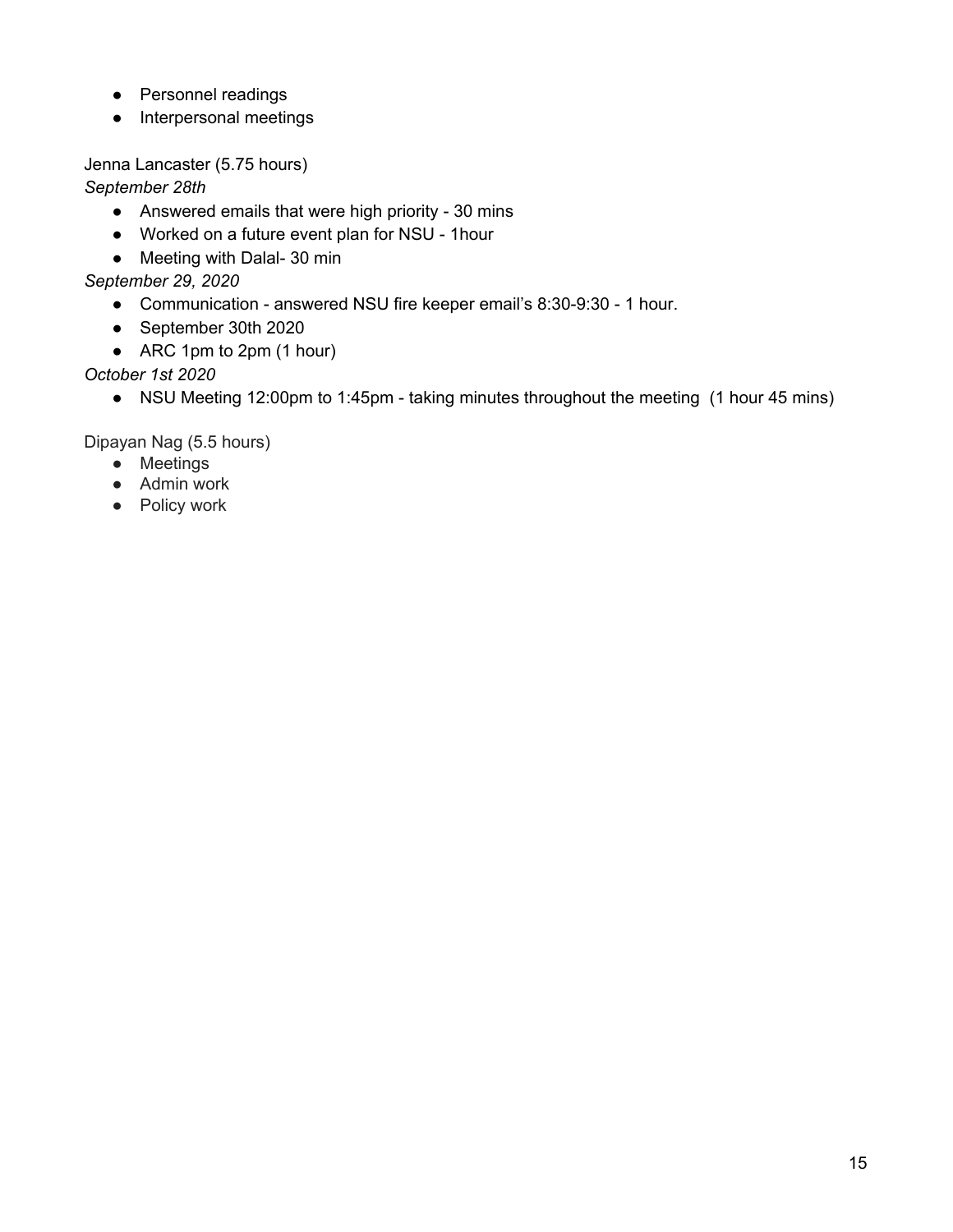- Personnel readings
- Interpersonal meetings

Jenna Lancaster (5.75 hours)

*September 28th*

- Answered emails that were high priority - 30 mins
- Worked on a future event plan for NSU - 1hour
- Meeting with Dalal- 30 min

*September 29, 2020*

- Communication - answered NSU fire keeper email's 8:30-9:30 - 1 hour.
- September 30th 2020
- ARC 1pm to 2pm (1 hour)

*October 1st 2020*

- NSU Meeting 12:00pm to 1:45pm - taking minutes throughout the meeting (1 hour 45 mins)

Dipayan Nag (5.5 hours)

- Meetings
- Admin work
- Policy work